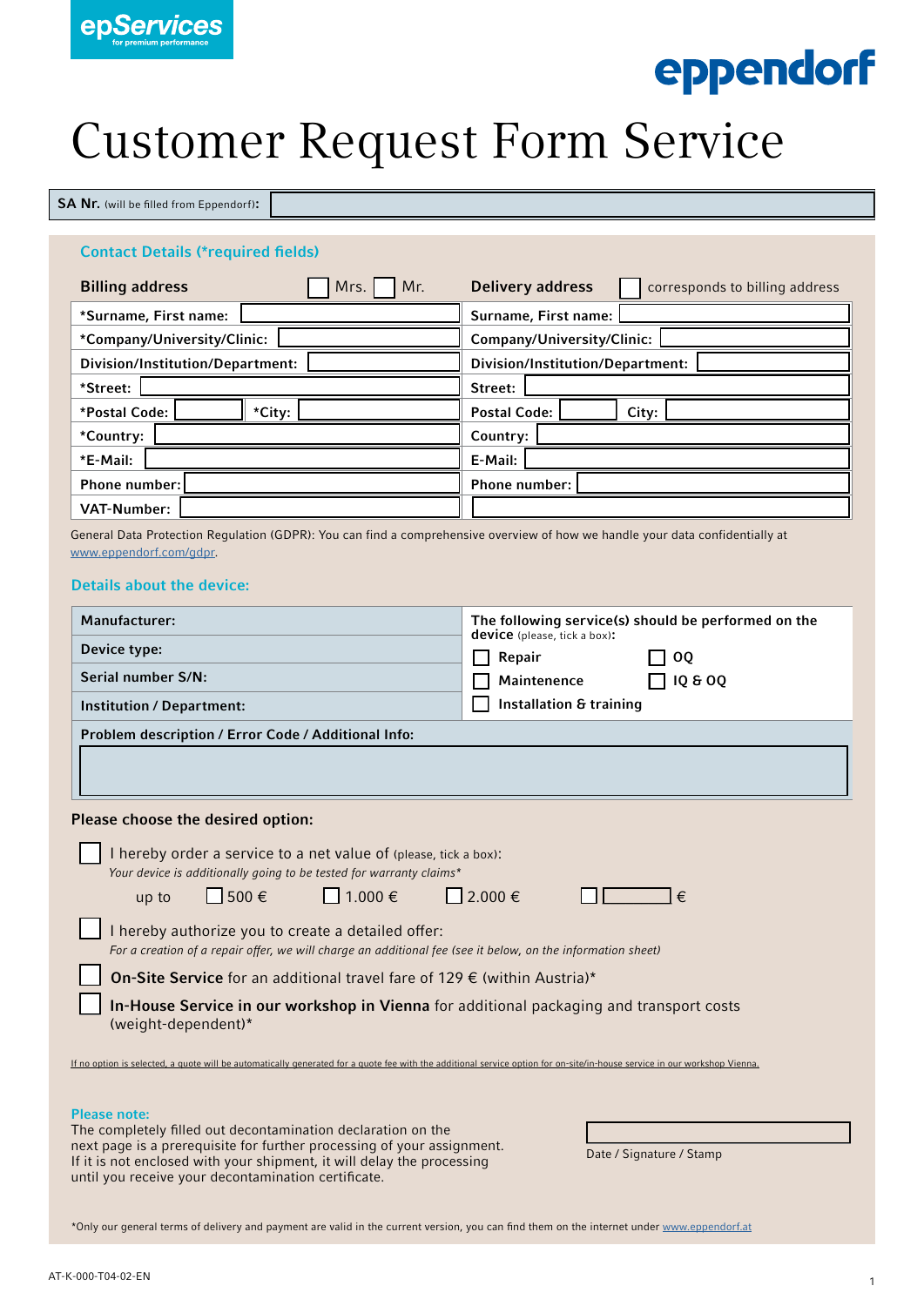epServices for premium performance

eppendorf

# Customer Request Form Service

| **SA Nr.** (will be filled from Eppendorf): | |
|---|---|

## Contact Details (*required fields)

| **Billing address** ☐ Mrs. ☐ Mr. | | **Delivery address** ☐ corresponds to billing address | |
|---|---|---|---|
| *Surname, First name: | | Surname, First name: | |
| *Company/University/Clinic: | | Company/University/Clinic: | |
| Division/Institution/Department: | | Division/Institution/Department: | |
| *Street: | | Street: | |
| *Postal Code: | *City: | Postal Code: | City: |
| *Country: | | Country: | |
| *E-Mail: | | E-Mail: | |
| Phone number: | | Phone number: | |
| VAT-Number: | | | |

General Data Protection Regulation (GDPR): You can find a comprehensive overview of how we handle your data confidentially at www.eppendorf.com/gdpr.

## Details about the device:

| | **The following service(s) should be performed on the device** (please, tick a box): |
|---|---|
| **Manufacturer:** | ☐ Repair ☐ OQ |
| **Device type:** | ☐ Maintenence ☐ IQ & OQ |
| **Serial number S/N:** | ☐ Installation & training |
| **Institution / Department:** | |

**Problem description / Error Code / Additional Info:**

## Please choose the desired option:

☐ I hereby order a service to a net value of (please, tick a box):
*Your device is additionally going to be tested for warranty claims**

up to ☐ 500 € ☐ 1.000 € ☐ 2.000 € ☐ ______ €

☐ I hereby authorize you to create a detailed offer:
*For a creation of a repair offer, we will charge an additional fee (see it below, on the information sheet)*

☐ **On-Site Service** for an additional travel fare of 129 € (within Austria)*

☐ **In-House Service in our workshop in Vienna** for additional packaging and transport costs (weight-dependent)*

If no option is selected, a quote will be automatically generated for a quote fee with the additional service option for on-site/in-house service in our workshop Vienna.

**Please note:**
The completely filled out decontamination declaration on the next page is a prerequisite for further processing of your assignment. If it is not enclosed with your shipment, it will delay the processing until you receive your decontamination certificate.

Date / Signature / Stamp

*Only our general terms of delivery and payment are valid in the current version, you can find them on the internet under www.eppendorf.at

AT-K-000-T04-02-EN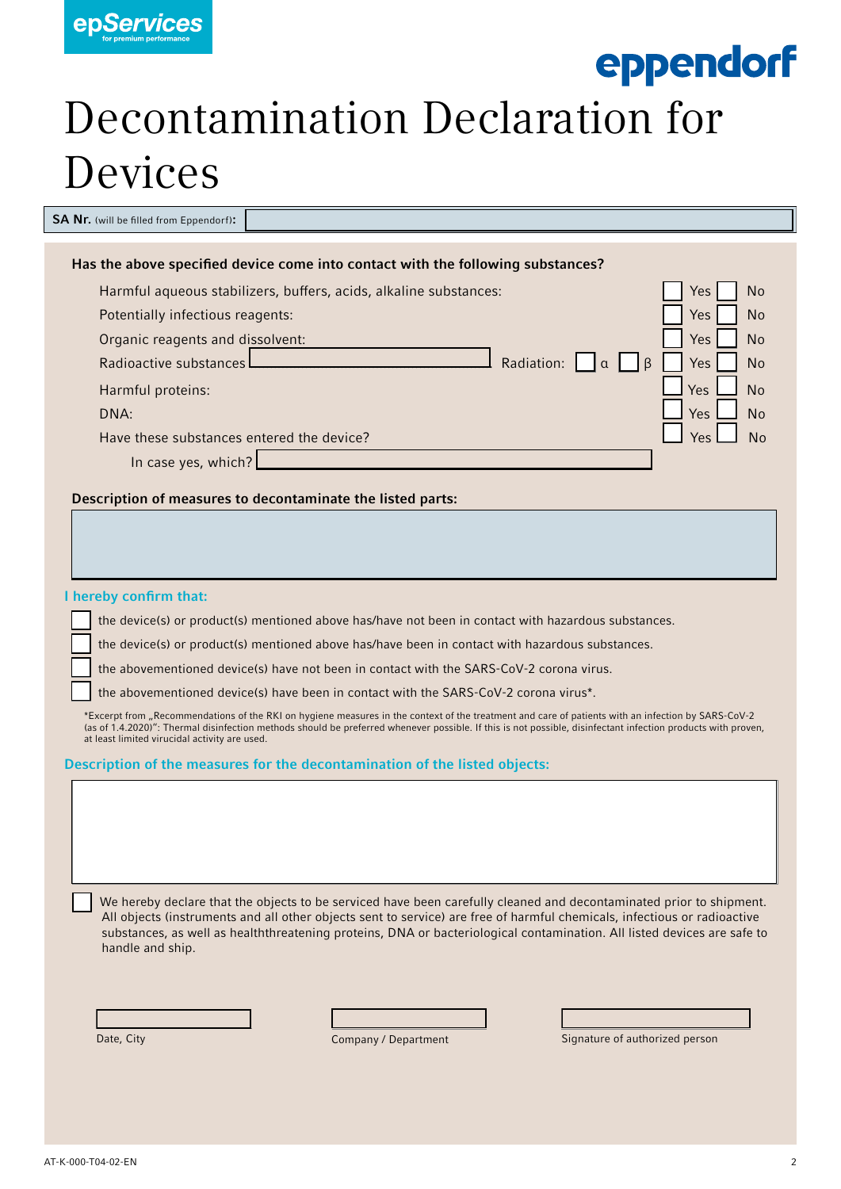epServices for premium performance

eppendorf

# Decontamination Declaration for Devices

**SA Nr.** (will be filled from Eppendorf)**:**

**Has the above specified device come into contact with the following substances?**

| | | |
|---|---|---|
| Harmful aqueous stabilizers, buffers, acids, alkaline substances: | ☐ Yes | ☐ No |
| Potentially infectious reagents: | ☐ Yes | ☐ No |
| Organic reagents and dissolvent: | ☐ Yes | ☐ No |
| Radioactive substances ______ Radiation: ☐ α ☐ β | ☐ Yes | ☐ No |
| Harmful proteins: | ☐ Yes | ☐ No |
| DNA: | ☐ Yes | ☐ No |
| Have these substances entered the device? | ☐ Yes | ☐ No |

In case yes, which? ______

**Description of measures to decontaminate the listed parts:**

## I hereby confirm that:

- ☐ the device(s) or product(s) mentioned above has/have not been in contact with hazardous substances.
- ☐ the device(s) or product(s) mentioned above has/have been in contact with hazardous substances.
- ☐ the abovementioned device(s) have not been in contact with the SARS-CoV-2 corona virus.
- ☐ the abovementioned device(s) have been in contact with the SARS-CoV-2 corona virus*.

*Excerpt from „Recommendations of the RKI on hygiene measures in the context of the treatment and care of patients with an infection by SARS-CoV-2 (as of 1.4.2020)": Thermal disinfection methods should be preferred whenever possible. If this is not possible, disinfectant infection products with proven, at least limited virucidal activity are used.

## Description of the measures for the decontamination of the listed objects:

☐ We hereby declare that the objects to be serviced have been carefully cleaned and decontaminated prior to shipment. All objects (instruments and all other objects sent to service) are free of harmful chemicals, infectious or radioactive substances, as well as healththreatening proteins, DNA or bacteriological contamination. All listed devices are safe to handle and ship.

| Date, City | Company / Department | Signature of authorized person |
|---|---|---|

AT-K-000-T04-02-EN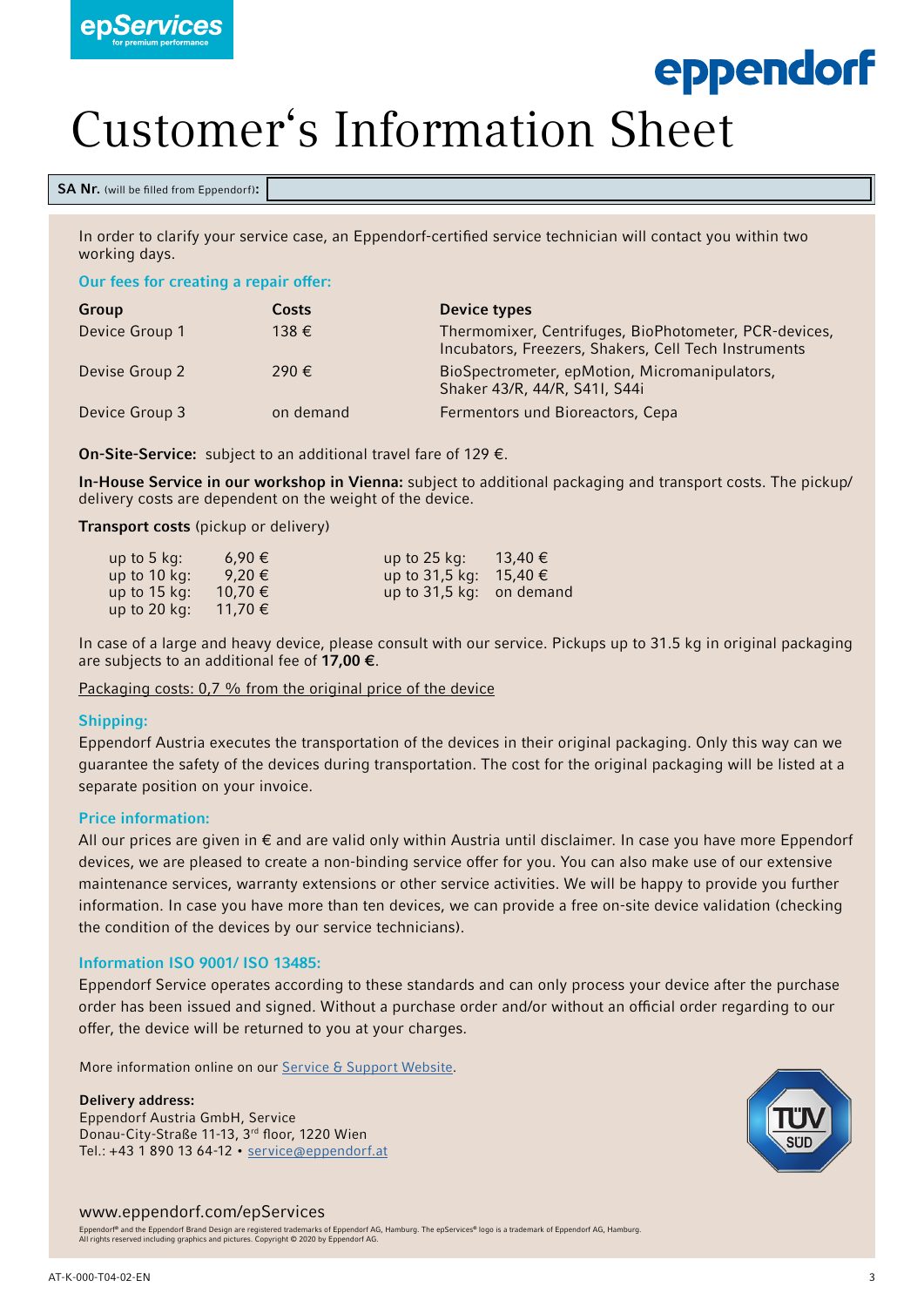epServices
for premium performance

eppendorf

# Customer‘s Information Sheet

**SA Nr.** (will be filled from Eppendorf)**:**

In order to clarify your service case, an Eppendorf-certified service technician will contact you within two working days.

### Our fees for creating a repair offer:

| Group | Costs | Device types |
|---|---|---|
| Device Group 1 | 138 € | Thermomixer, Centrifuges, BioPhotometer, PCR-devices, Incubators, Freezers, Shakers, Cell Tech Instruments |
| Devise Group 2 | 290 € | BioSpectrometer, epMotion, Micromanipulators, Shaker 43/R, 44/R, S41I, S44i |
| Device Group 3 | on demand | Fermentors und Bioreactors, Cepa |

**On-Site-Service:** subject to an additional travel fare of 129 €.

**In-House Service in our workshop in Vienna:** subject to additional packaging and transport costs. The pickup/delivery costs are dependent on the weight of the device.

**Transport costs** (pickup or delivery)

| | | | |
|---|---|---|---|
| up to 5 kg: | 6,90 € | up to 25 kg: | 13,40 € |
| up to 10 kg: | 9,20 € | up to 31,5 kg: | 15,40 € |
| up to 15 kg: | 10,70 € | up to 31,5 kg: | on demand |
| up to 20 kg: | 11,70 € | | |

In case of a large and heavy device, please consult with our service. Pickups up to 31.5 kg in original packaging are subjects to an additional fee of **17,00 €**.

Packaging costs: 0,7 % from the original price of the device

### Shipping:

Eppendorf Austria executes the transportation of the devices in their original packaging. Only this way can we guarantee the safety of the devices during transportation. The cost for the original packaging will be listed at a separate position on your invoice.

### Price information:

All our prices are given in € and are valid only within Austria until disclaimer. In case you have more Eppendorf devices, we are pleased to create a non-binding service offer for you. You can also make use of our extensive maintenance services, warranty extensions or other service activities. We will be happy to provide you further information. In case you have more than ten devices, we can provide a free on-site device validation (checking the condition of the devices by our service technicians).

### Information ISO 9001/ ISO 13485:

Eppendorf Service operates according to these standards and can only process your device after the purchase order has been issued and signed. Without a purchase order and/or without an official order regarding to our offer, the device will be returned to you at your charges.

More information online on our Service & Support Website.

**Delivery address:**
Eppendorf Austria GmbH, Service
Donau-City-Straße 11-13, 3rd floor, 1220 Wien
Tel.: +43 1 890 13 64-12 • service@eppendorf.at

TÜV SÜD

www.eppendorf.com/epServices

Eppendorf® and the Eppendorf Brand Design are registered trademarks of Eppendorf AG, Hamburg. The epServices® logo is a trademark of Eppendorf AG, Hamburg.
All rights reserved including graphics and pictures. Copyright © 2020 by Eppendorf AG.

AT-K-000-T04-02-EN